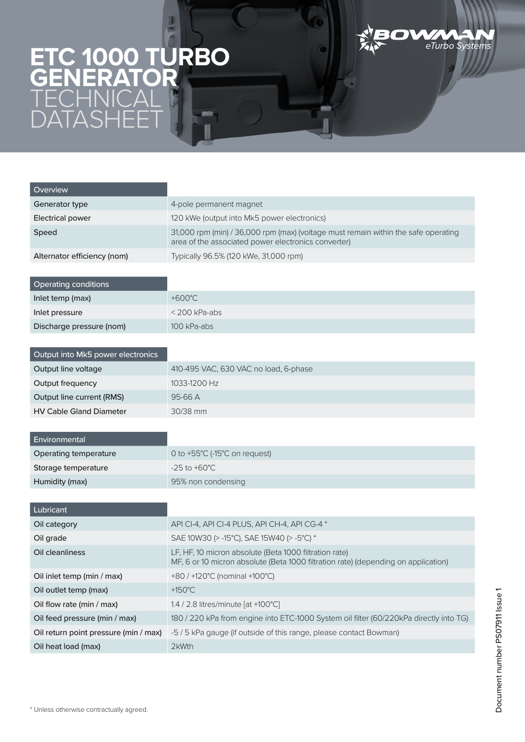# ETC 1000 TURBO GENERATOR TECHNICAL DATASHEET

BOWMAN eTurbo Systems

| Overview | |
|---|---|
| Generator type | 4-pole permanent magnet |
| Electrical power | 120 kWe (output into Mk5 power electronics) |
| Speed | 31,000 rpm (min) / 36,000 rpm (max) (voltage must remain within the safe operating area of the associated power electronics converter) |
| Alternator efficiency (nom) | Typically 96.5% (120 kWe, 31,000 rpm) |

| Operating conditions | |
|---|---|
| Inlet temp (max) | +600°C |
| Inlet pressure | < 200 kPa-abs |
| Discharge pressure (nom) | 100 kPa-abs |

| Output into Mk5 power electronics | |
|---|---|
| Output line voltage | 410-495 VAC, 630 VAC no load, 6-phase |
| Output frequency | 1033-1200 Hz |
| Output line current (RMS) | 95-66 A |
| HV Cable Gland Diameter | 30/38 mm |

| Environmental | |
|---|---|
| Operating temperature | 0 to +55°C (-15°C on request) |
| Storage temperature | -25 to +60°C |
| Humidity (max) | 95% non condensing |

| Lubricant | |
|---|---|
| Oil category | API CI-4, API CI-4 PLUS, API CH-4, API CG-4 * |
| Oil grade | SAE 10W30 (> -15°C), SAE 15W40 (> -5°C) * |
| Oil cleanliness | LF, HF, 10 micron absolute (Beta 1000 filtration rate)<br>MF, 6 or 10 micron absolute (Beta 1000 filtration rate) (depending on application) |
| Oil inlet temp (min / max) | +80 / +120°C (nominal +100°C) |
| Oil outlet temp (max) | +150°C |
| Oil flow rate (min / max) | 1.4 / 2.8 litres/minute [at +100°C] |
| Oil feed pressure (min / max) | 180 / 220 kPa from engine into ETC-1000 System oil filter (60/220kPa directly into TG) |
| Oil return point pressure (min / max) | -5 / 5 kPa gauge (if outside of this range, please contact Bowman) |
| Oil heat load (max) | 2kWth |

\* Unless otherwise contractually agreed.

Document number PS07911 Issue 1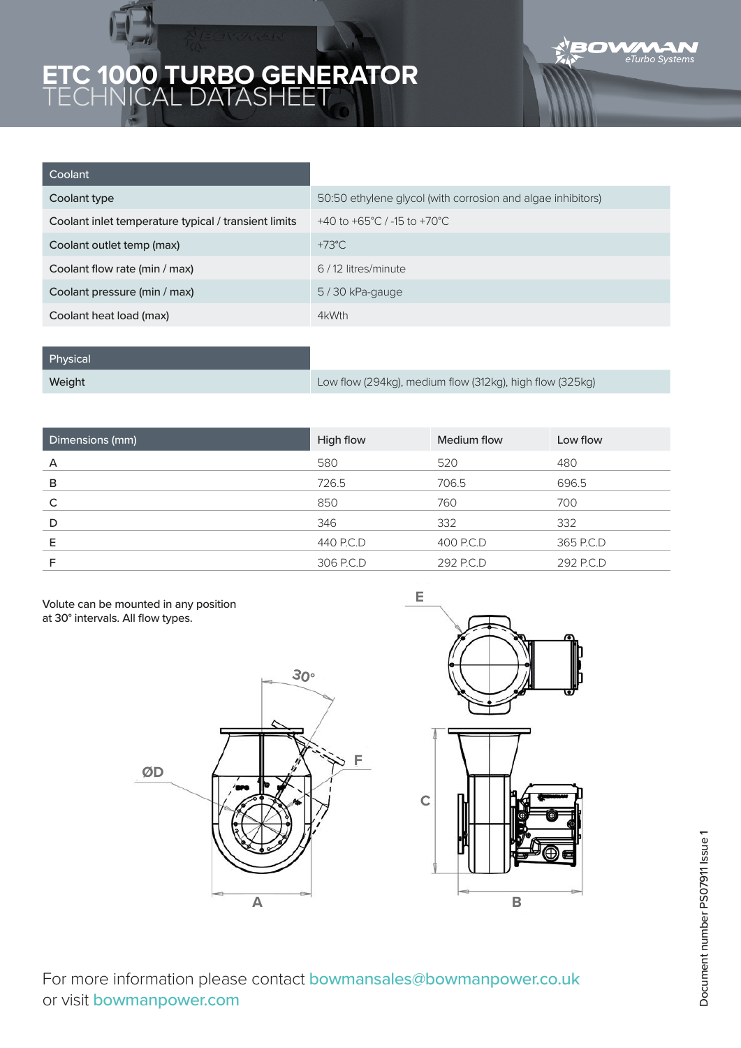# ETC 1000 TURBO GENERATOR
## TECHNICAL DATASHEET

| Coolant | |
|---|---|
| Coolant type | 50:50 ethylene glycol (with corrosion and algae inhibitors) |
| Coolant inlet temperature typical / transient limits | +40 to +65°C / -15 to +70°C |
| Coolant outlet temp (max) | +73°C |
| Coolant flow rate (min / max) | 6 / 12 litres/minute |
| Coolant pressure (min / max) | 5 / 30 kPa-gauge |
| Coolant heat load (max) | 4kWth |

| Physical | |
|---|---|
| Weight | Low flow (294kg), medium flow (312kg), high flow (325kg) |

| Dimensions (mm) | High flow | Medium flow | Low flow |
|---|---|---|---|
| A | 580 | 520 | 480 |
| B | 726.5 | 706.5 | 696.5 |
| C | 850 | 760 | 700 |
| D | 346 | 332 | 332 |
| E | 440 P.C.D | 400 P.C.D | 365 P.C.D |
| F | 306 P.C.D | 292 P.C.D | 292 P.C.D |

Volute can be mounted in any position at 30° intervals. All flow types.

30°
ØD
F
A
E
C
B

For more information please contact bowmansales@bowmanpower.co.uk or visit bowmanpower.com

Document number PS07911 Issue 1